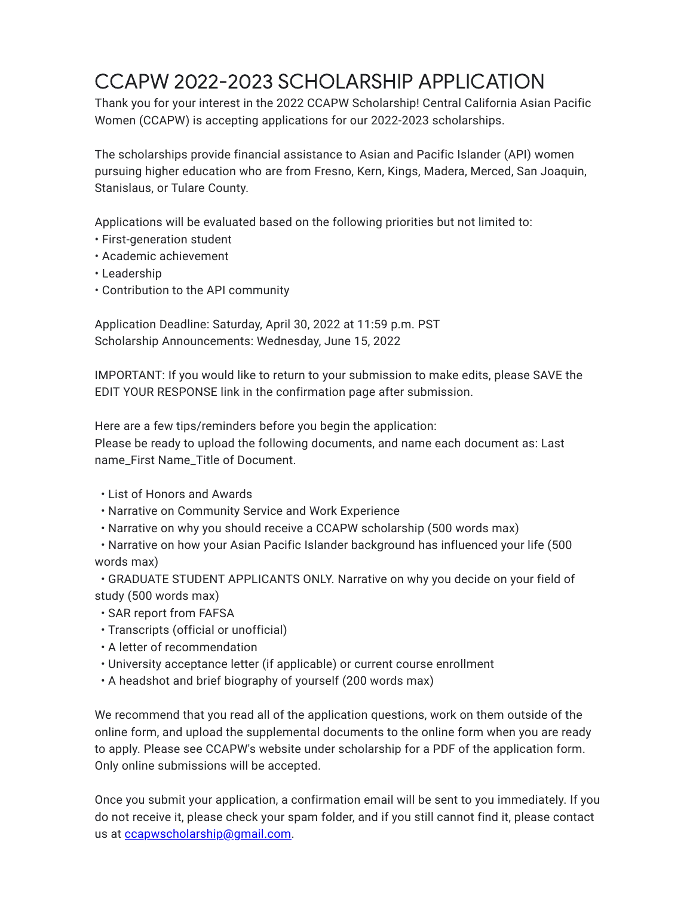# CCAPW 2022-2023 SCHOLARSHIP APPLICATION

Thank you for your interest in the 2022 CCAPW Scholarship! Central California Asian Pacific Women (CCAPW) is accepting applications for our 2022-2023 scholarships.

The scholarships provide financial assistance to Asian and Pacific Islander (API) women pursuing higher education who are from Fresno, Kern, Kings, Madera, Merced, San Joaquin, Stanislaus, or Tulare County.

Applications will be evaluated based on the following priorities but not limited to:

- First-generation student
- Academic achievement
- Leadership
- Contribution to the API community

Application Deadline: Saturday, April 30, 2022 at 11:59 p.m. PST
Scholarship Announcements: Wednesday, June 15, 2022

IMPORTANT: If you would like to return to your submission to make edits, please SAVE the EDIT YOUR RESPONSE link in the confirmation page after submission.

Here are a few tips/reminders before you begin the application:
Please be ready to upload the following documents, and name each document as: Last name_First Name_Title of Document.

- List of Honors and Awards
- Narrative on Community Service and Work Experience
- Narrative on why you should receive a CCAPW scholarship (500 words max)
- Narrative on how your Asian Pacific Islander background has influenced your life (500 words max)
- GRADUATE STUDENT APPLICANTS ONLY. Narrative on why you decide on your field of study (500 words max)
- SAR report from FAFSA
- Transcripts (official or unofficial)
- A letter of recommendation
- University acceptance letter (if applicable) or current course enrollment
- A headshot and brief biography of yourself (200 words max)

We recommend that you read all of the application questions, work on them outside of the online form, and upload the supplemental documents to the online form when you are ready to apply. Please see CCAPW's website under scholarship for a PDF of the application form. Only online submissions will be accepted.

Once you submit your application, a confirmation email will be sent to you immediately. If you do not receive it, please check your spam folder, and if you still cannot find it, please contact us at ccapwscholarship@gmail.com.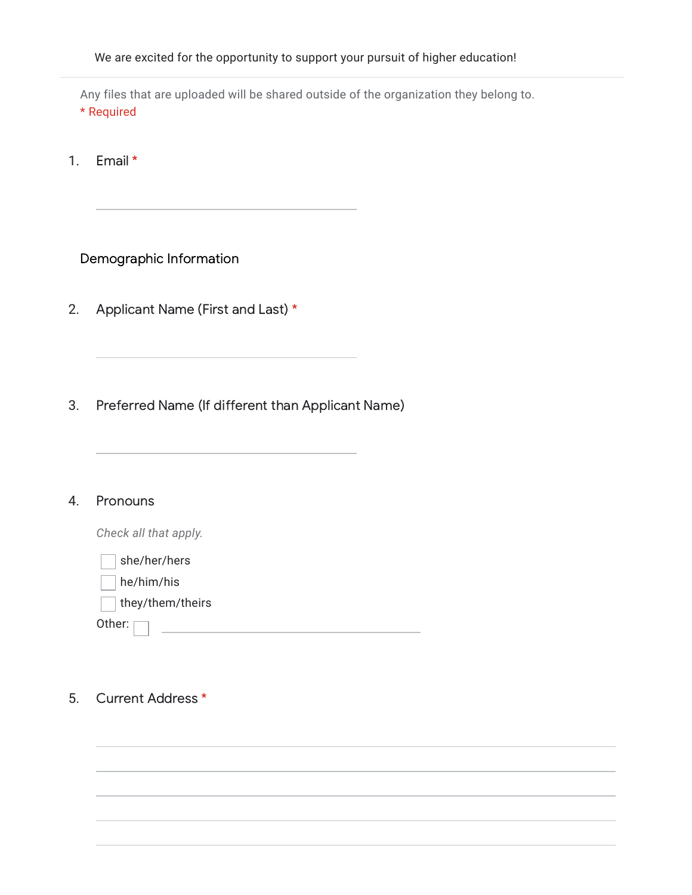We are excited for the opportunity to support your pursuit of higher education!

---

Any files that are uploaded will be shared outside of the organization they belong to.

* Required

1. Email *

   ______________________________

## Demographic Information

2. Applicant Name (First and Last) *

   ______________________________

3. Preferred Name (If different than Applicant Name)

   ______________________________

4. Pronouns

   *Check all that apply.*

   - [ ] she/her/hers
   - [ ] he/him/his
   - [ ] they/them/theirs
   - Other: [ ] ______________________________

5. Current Address *

   ______________________________

   ______________________________

   ______________________________

   ______________________________

   ______________________________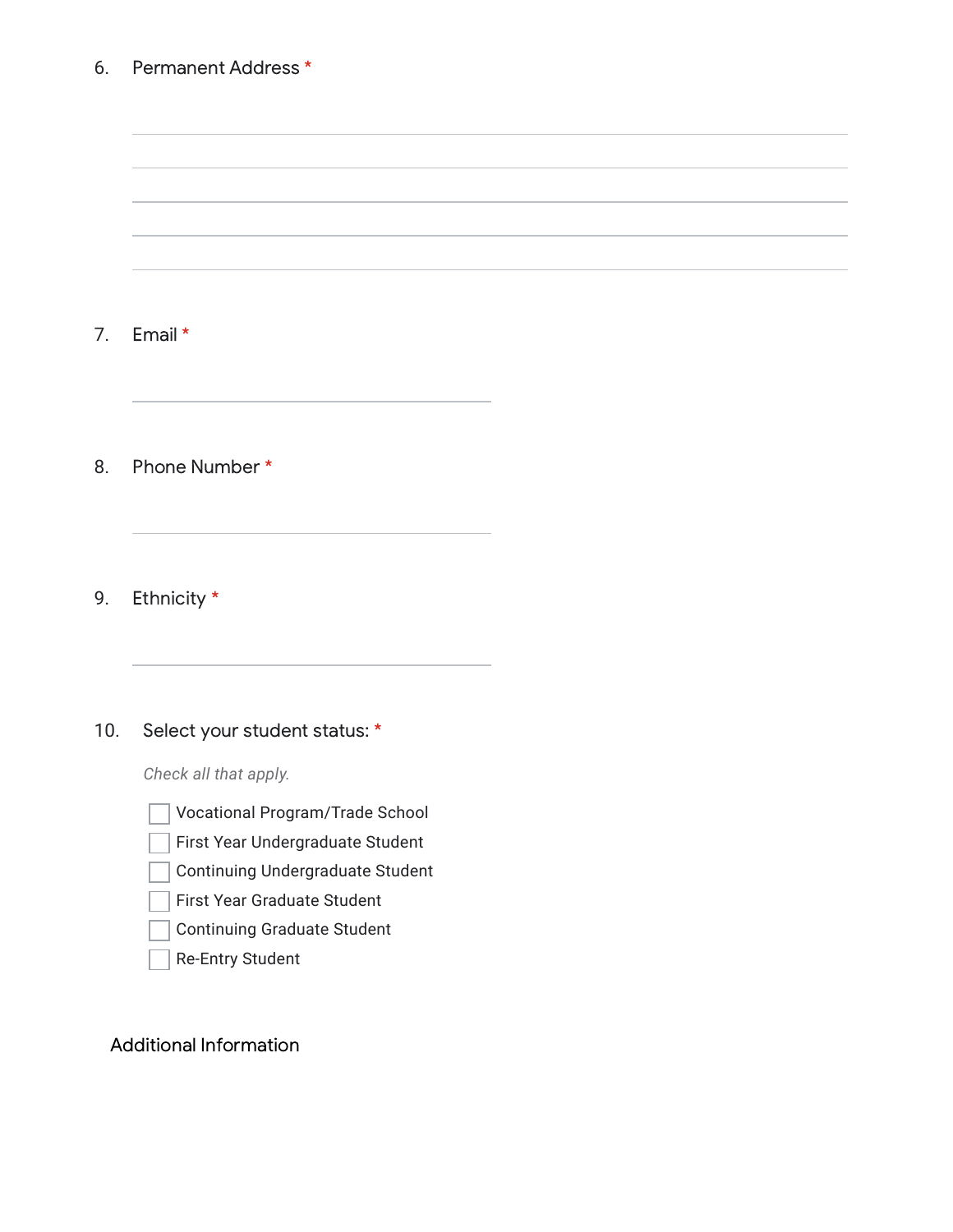6. Permanent Address *

7. Email *

8. Phone Number *

9. Ethnicity *

10. Select your student status: *

*Check all that apply.*

- [ ] Vocational Program/Trade School
- [ ] First Year Undergraduate Student
- [ ] Continuing Undergraduate Student
- [ ] First Year Graduate Student
- [ ] Continuing Graduate Student
- [ ] Re-Entry Student

## Additional Information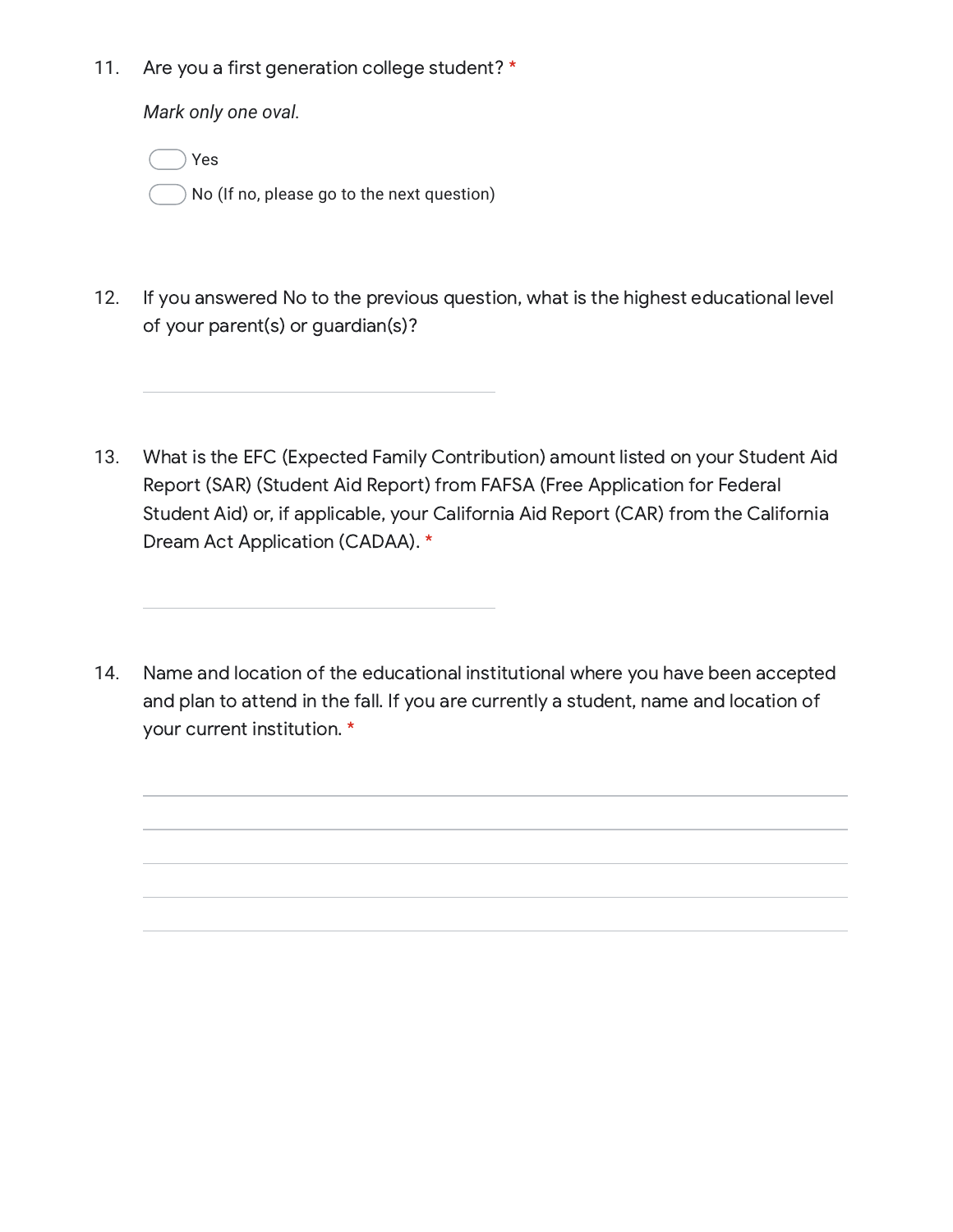11. Are you a first generation college student? *

    *Mark only one oval.*

    - ( ) Yes
    - ( ) No (If no, please go to the next question)

12. If you answered No to the previous question, what is the highest educational level of your parent(s) or guardian(s)?

    _______________________________

13. What is the EFC (Expected Family Contribution) amount listed on your Student Aid Report (SAR) (Student Aid Report) from FAFSA (Free Application for Federal Student Aid) or, if applicable, your California Aid Report (CAR) from the California Dream Act Application (CADAA). *

    _______________________________

14. Name and location of the educational institutional where you have been accepted and plan to attend in the fall. If you are currently a student, name and location of your current institution. *

    _______________________________________________

    _______________________________________________

    _______________________________________________

    _______________________________________________

    _______________________________________________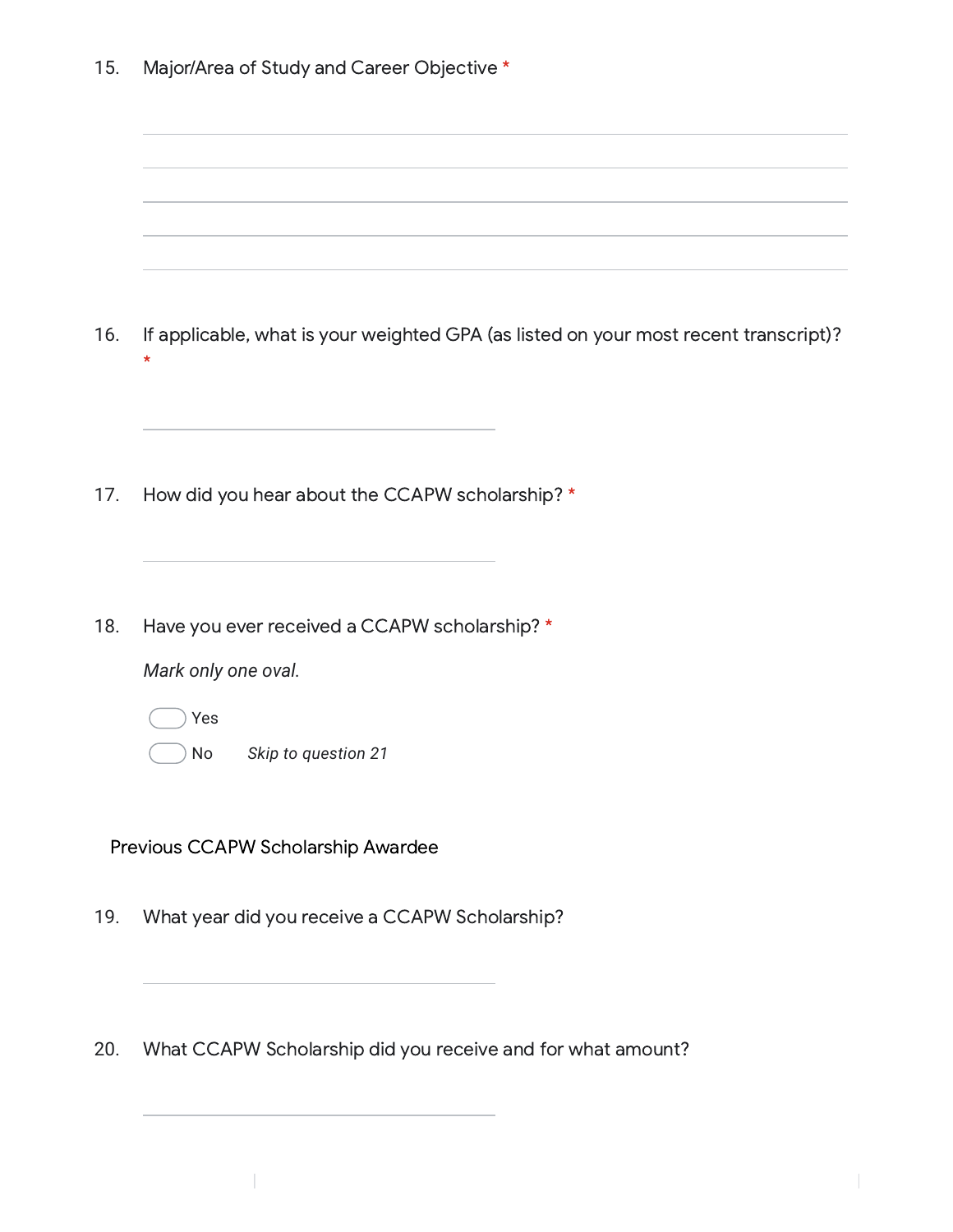15. Major/Area of Study and Career Objective *

_______________________________________________

_______________________________________________

_______________________________________________

_______________________________________________

_______________________________________________

16. If applicable, what is your weighted GPA (as listed on your most recent transcript)? *

_______________________________________________

17. How did you hear about the CCAPW scholarship? *

_______________________________________________

18. Have you ever received a CCAPW scholarship? *

*Mark only one oval.*

- ( ) Yes
- ( ) No *Skip to question 21*

### Previous CCAPW Scholarship Awardee

19. What year did you receive a CCAPW Scholarship?

_______________________________________________

20. What CCAPW Scholarship did you receive and for what amount?

_______________________________________________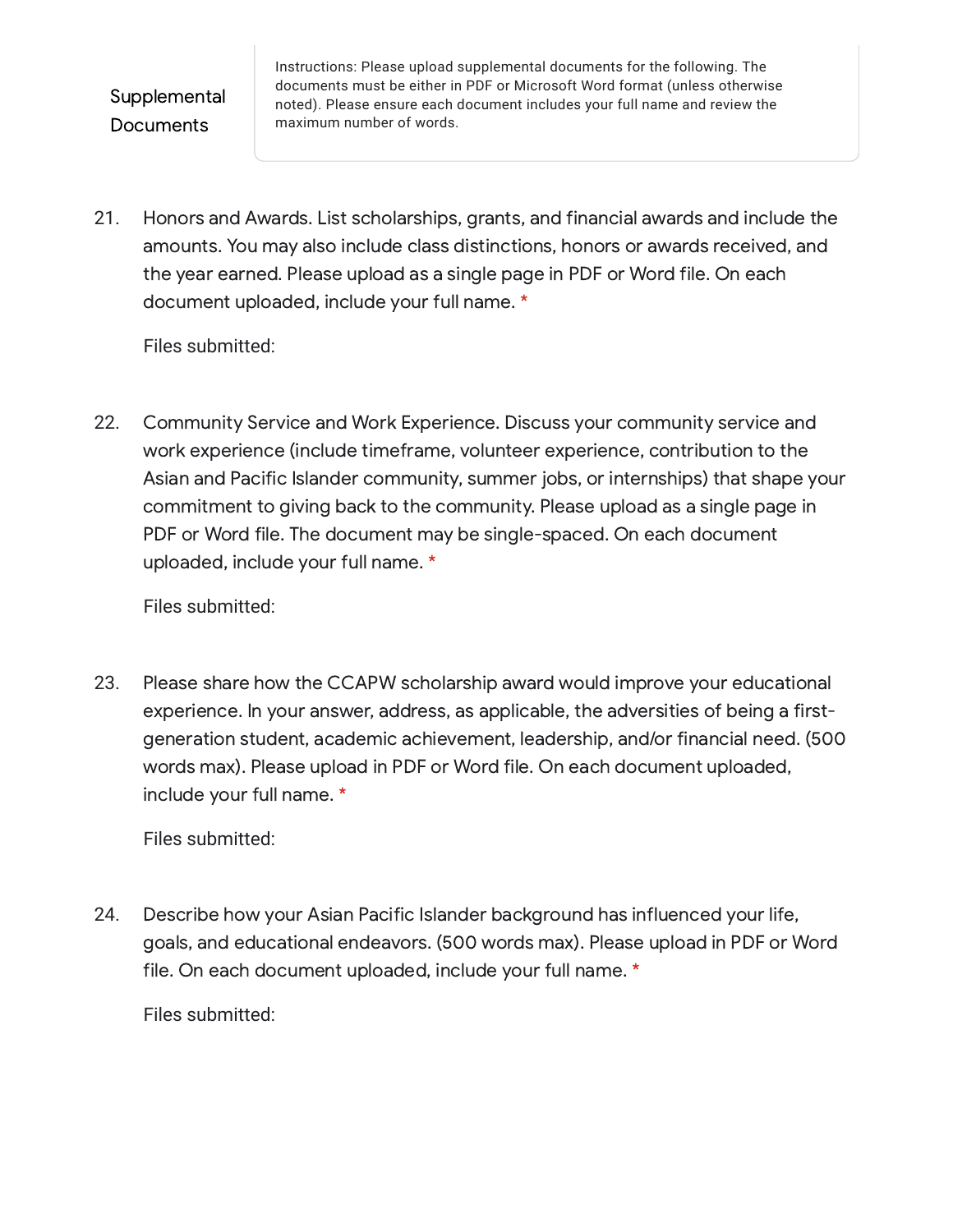## Supplemental Documents

Instructions: Please upload supplemental documents for the following. The documents must be either in PDF or Microsoft Word format (unless otherwise noted). Please ensure each document includes your full name and review the maximum number of words.

21. Honors and Awards. List scholarships, grants, and financial awards and include the amounts. You may also include class distinctions, honors or awards received, and the year earned. Please upload as a single page in PDF or Word file. On each document uploaded, include your full name. *

    Files submitted:

22. Community Service and Work Experience. Discuss your community service and work experience (include timeframe, volunteer experience, contribution to the Asian and Pacific Islander community, summer jobs, or internships) that shape your commitment to giving back to the community. Please upload as a single page in PDF or Word file. The document may be single-spaced. On each document uploaded, include your full name. *

    Files submitted:

23. Please share how the CCAPW scholarship award would improve your educational experience. In your answer, address, as applicable, the adversities of being a first-generation student, academic achievement, leadership, and/or financial need. (500 words max). Please upload in PDF or Word file. On each document uploaded, include your full name. *

    Files submitted:

24. Describe how your Asian Pacific Islander background has influenced your life, goals, and educational endeavors. (500 words max). Please upload in PDF or Word file. On each document uploaded, include your full name. *

    Files submitted: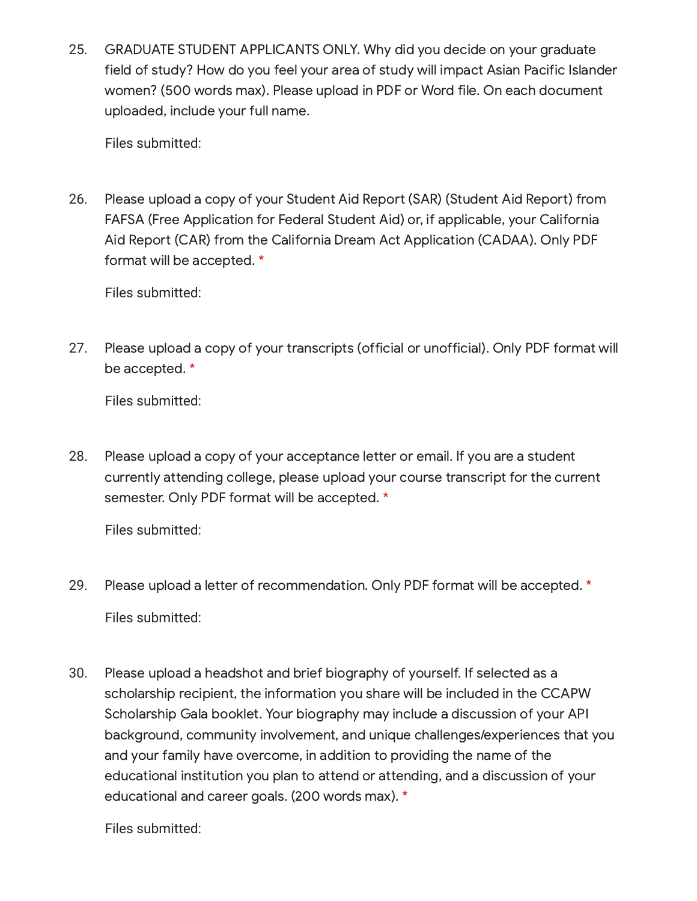25. GRADUATE STUDENT APPLICANTS ONLY. Why did you decide on your graduate field of study? How do you feel your area of study will impact Asian Pacific Islander women? (500 words max). Please upload in PDF or Word file. On each document uploaded, include your full name.

    Files submitted:

26. Please upload a copy of your Student Aid Report (SAR) (Student Aid Report) from FAFSA (Free Application for Federal Student Aid) or, if applicable, your California Aid Report (CAR) from the California Dream Act Application (CADAA). Only PDF format will be accepted. *

    Files submitted:

27. Please upload a copy of your transcripts (official or unofficial). Only PDF format will be accepted. *

    Files submitted:

28. Please upload a copy of your acceptance letter or email. If you are a student currently attending college, please upload your course transcript for the current semester. Only PDF format will be accepted. *

    Files submitted:

29. Please upload a letter of recommendation. Only PDF format will be accepted. *

    Files submitted:

30. Please upload a headshot and brief biography of yourself. If selected as a scholarship recipient, the information you share will be included in the CCAPW Scholarship Gala booklet. Your biography may include a discussion of your API background, community involvement, and unique challenges/experiences that you and your family have overcome, in addition to providing the name of the educational institution you plan to attend or attending, and a discussion of your educational and career goals. (200 words max). *

    Files submitted: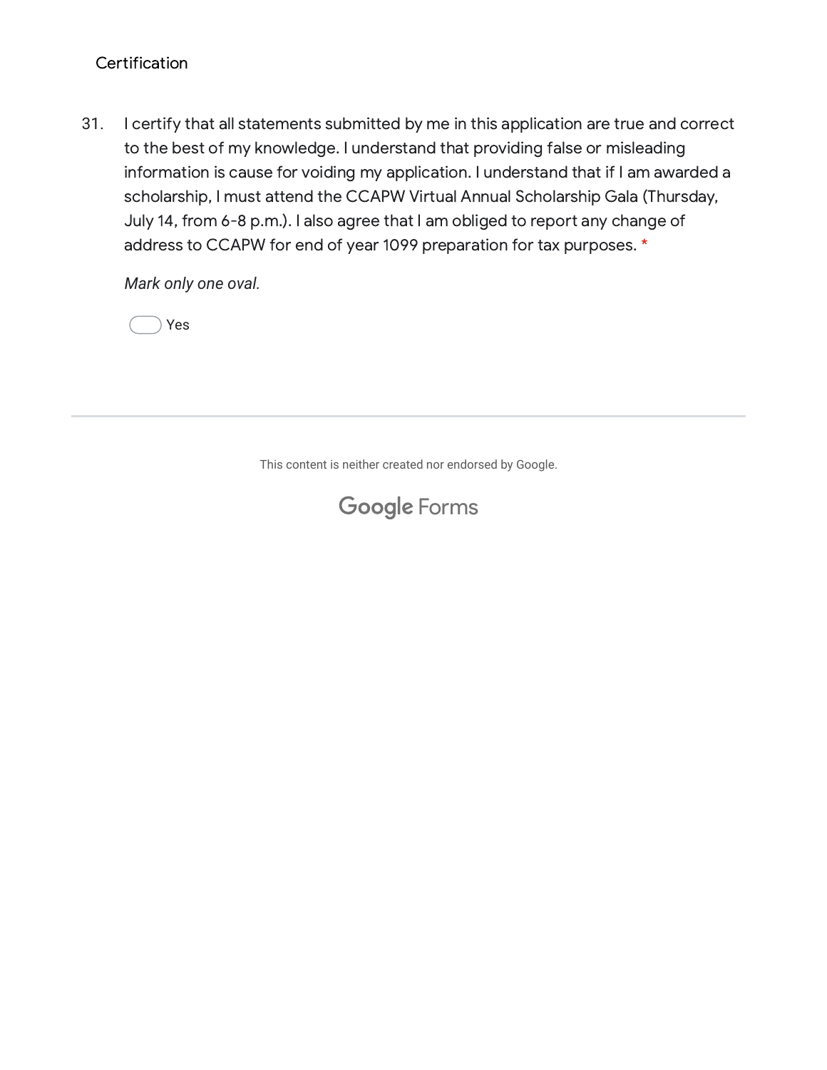Certification

31. I certify that all statements submitted by me in this application are true and correct to the best of my knowledge. I understand that providing false or misleading information is cause for voiding my application. I understand that if I am awarded a scholarship, I must attend the CCAPW Virtual Annual Scholarship Gala (Thursday, July 14, from 6-8 p.m.). I also agree that I am obliged to report any change of address to CCAPW for end of year 1099 preparation for tax purposes. *

*Mark only one oval.*

- Yes

This content is neither created nor endorsed by Google.

Google Forms